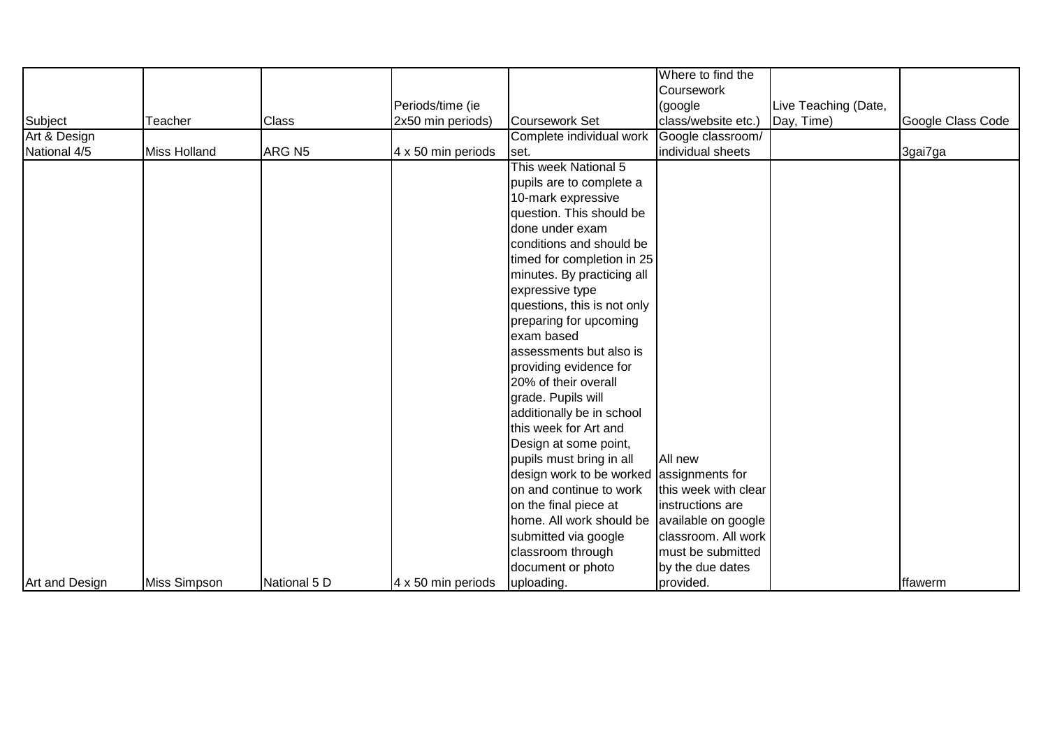| Subject | Teacher | Class | Periods/time (ie 2x50 min periods) | Coursework Set | Where to find the Coursework (google class/website etc.) | Live Teaching (Date, Day, Time) | Google Class Code |
|---|---|---|---|---|---|---|---|
| Art & Design National 4/5 | Miss Holland | ARG N5 | 4 x 50 min periods | Complete individual work set. | Google classroom/ individual sheets | | 3gai7ga |
| Art and Design | Miss Simpson | National 5 D | 4 x 50 min periods | This week National 5 pupils are to complete a 10-mark expressive question. This should be done under exam conditions and should be timed for completion in 25 minutes. By practicing all expressive type questions, this is not only preparing for upcoming exam based assessments but also is providing evidence for 20% of their overall grade. Pupils will additionally be in school this week for Art and Design at some point, pupils must bring in all design work to be worked on and continue to work on the final piece at home. All work should be submitted via google classroom through document or photo uploading. | All new assignments for this week with clear instructions are available on google classroom. All work must be submitted by the due dates provided. | | ffawerm |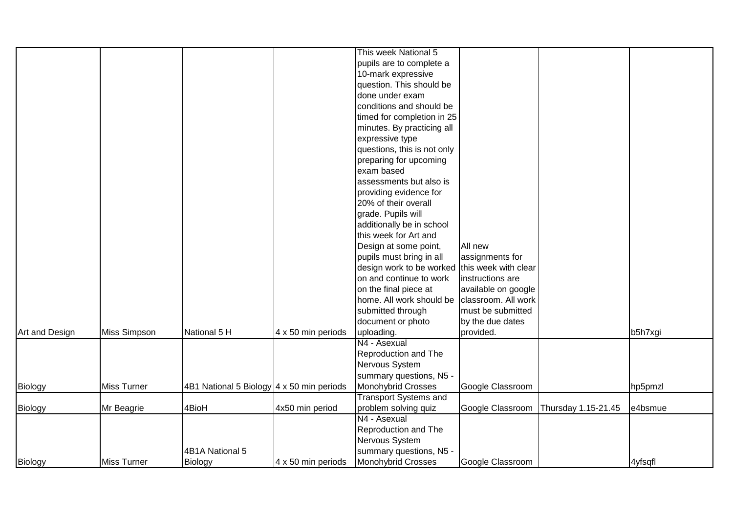| | | | | | | | |
|---|---|---|---|---|---|---|---|
| Art and Design | Miss Simpson | National 5 H | 4 x 50 min periods | This week National 5 pupils are to complete a 10-mark expressive question. This should be done under exam conditions and should be timed for completion in 25 minutes. By practicing all expressive type questions, this is not only preparing for upcoming exam based assessments but also is providing evidence for 20% of their overall grade. Pupils will additionally be in school this week for Art and Design at some point, pupils must bring in all design work to be worked on and continue to work on the final piece at home. All work should be submitted through document or photo uploading. | All new assignments for this week with clear instructions are available on google classroom. All work must be submitted by the due dates provided. | | b5h7xgi |
| Biology | Miss Turner | 4B1 National 5 Biology | 4 x 50 min periods | N4 - Asexual Reproduction and The Nervous System summary questions, N5 - Monohybrid Crosses | Google Classroom | | hp5pmzl |
| Biology | Mr Beagrie | 4BioH | 4x50 min period | Transport Systems and problem solving quiz | Google Classroom | Thursday 1.15-21.45 | e4bsmue |
| Biology | Miss Turner | 4B1A National 5 Biology | 4 x 50 min periods | N4 - Asexual Reproduction and The Nervous System summary questions, N5 - Monohybrid Crosses | Google Classroom | | 4yfsqfl |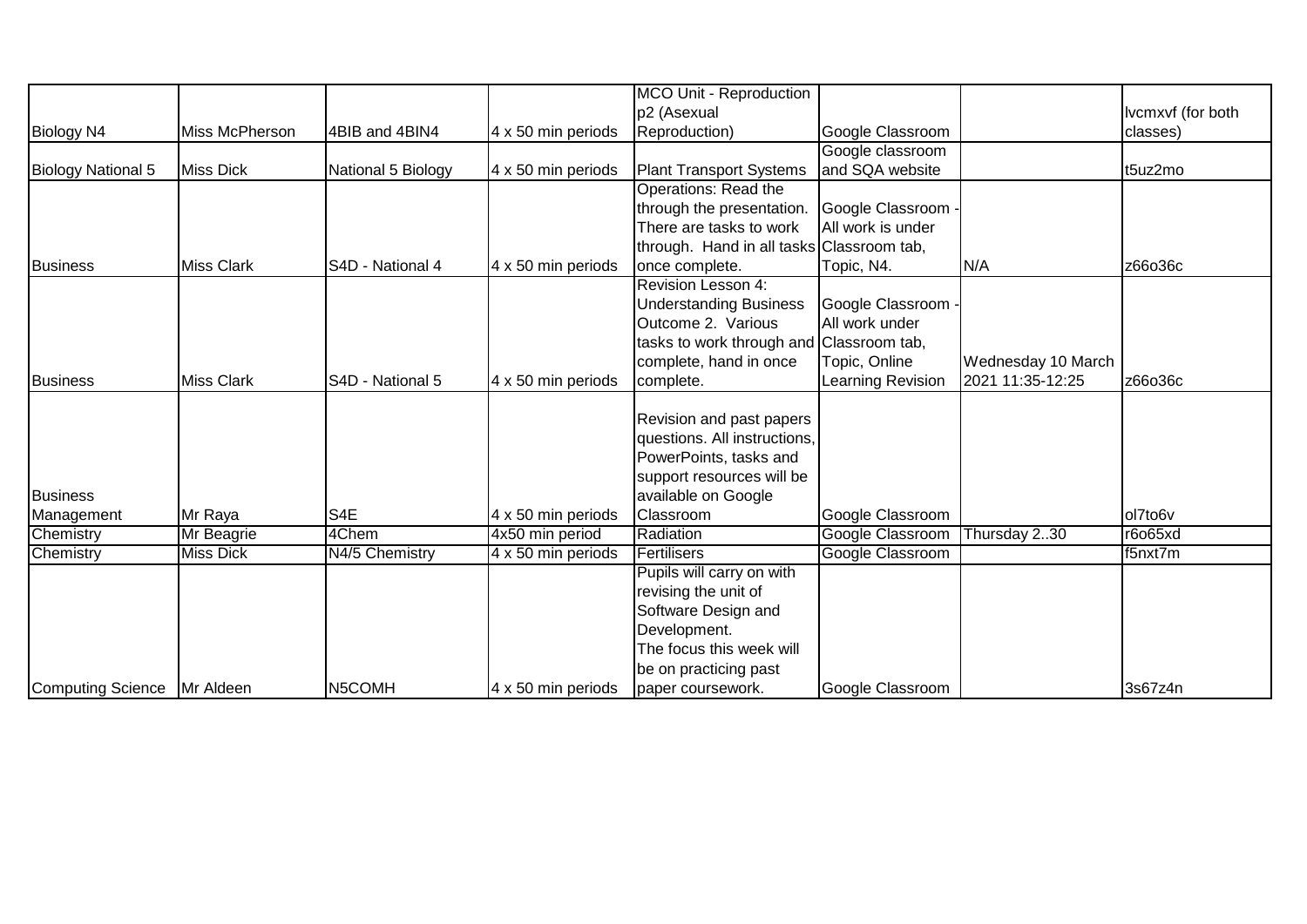| | | | | | | | |
|---|---|---|---|---|---|---|---|
| Biology N4 | Miss McPherson | 4BIB and 4BIN4 | 4 x 50 min periods | MCO Unit - Reproduction p2 (Asexual Reproduction) | Google Classroom | | lvcmxvf (for both classes) |
| Biology National 5 | Miss Dick | National 5 Biology | 4 x 50 min periods | Plant Transport Systems | Google classroom and SQA website | | t5uz2mo |
| Business | Miss Clark | S4D - National 4 | 4 x 50 min periods | Operations: Read the through the presentation. There are tasks to work through. Hand in all tasks once complete. | Google Classroom - All work is under Classroom tab, Topic, N4. | N/A | z66o36c |
| Business | Miss Clark | S4D - National 5 | 4 x 50 min periods | Revision Lesson 4: Understanding Business Outcome 2. Various tasks to work through and complete, hand in once complete. | Google Classroom - All work under Classroom tab, Topic, Online Learning Revision | Wednesday 10 March 2021 11:35-12:25 | z66o36c |
| Business Management | Mr Raya | S4E | 4 x 50 min periods | Revision and past papers questions. All instructions, PowerPoints, tasks and support resources will be available on Google Classroom | Google Classroom | | ol7to6v |
| Chemistry | Mr Beagrie | 4Chem | 4x50 min period | Radiation | Google Classroom | Thursday 2..30 | r6o65xd |
| Chemistry | Miss Dick | N4/5 Chemistry | 4 x 50 min periods | Fertilisers | Google Classroom | | f5nxt7m |
| Computing Science | Mr Aldeen | N5COMH | 4 x 50 min periods | Pupils will carry on with revising the unit of Software Design and Development. The focus this week will be on practicing past paper coursework. | Google Classroom | | 3s67z4n |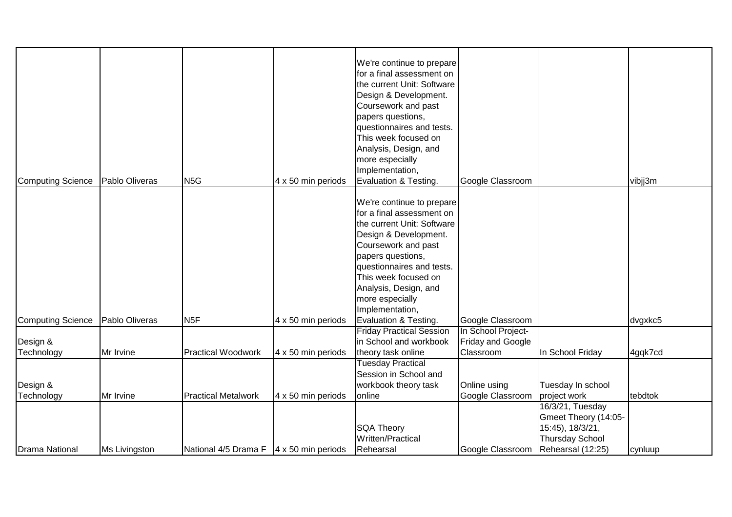| | | | | | | | |
|---|---|---|---|---|---|---|---|
| Computing Science | Pablo Oliveras | N5G | 4 x 50 min periods | We're continue to prepare for a final assessment on the current Unit: Software Design & Development. Coursework and past papers questions, questionnaires and tests. This week focused on Analysis, Design, and more especially Implementation, Evaluation & Testing. | Google Classroom | | vibjj3m |
| Computing Science | Pablo Oliveras | N5F | 4 x 50 min periods | We're continue to prepare for a final assessment on the current Unit: Software Design & Development. Coursework and past papers questions, questionnaires and tests. This week focused on Analysis, Design, and more especially Implementation, Evaluation & Testing. | Google Classroom | | dvgxkc5 |
| Design & Technology | Mr Irvine | Practical Woodwork | 4 x 50 min periods | Friday Practical Session in School and workbook theory task online | In School Project- Friday and Google Classroom | In School Friday | 4gqk7cd |
| Design & Technology | Mr Irvine | Practical Metalwork | 4 x 50 min periods | Tuesday Practical Session in School and workbook theory task online | Online using Google Classroom | Tuesday In school project work | tebdtok |
| Drama National | Ms Livingston | National 4/5 Drama F | 4 x 50 min periods | SQA Theory Written/Practical Rehearsal | Google Classroom | 16/3/21, Tuesday Gmeet Theory (14:05-15:45), 18/3/21, Thursday School Rehearsal (12:25) | cynluup |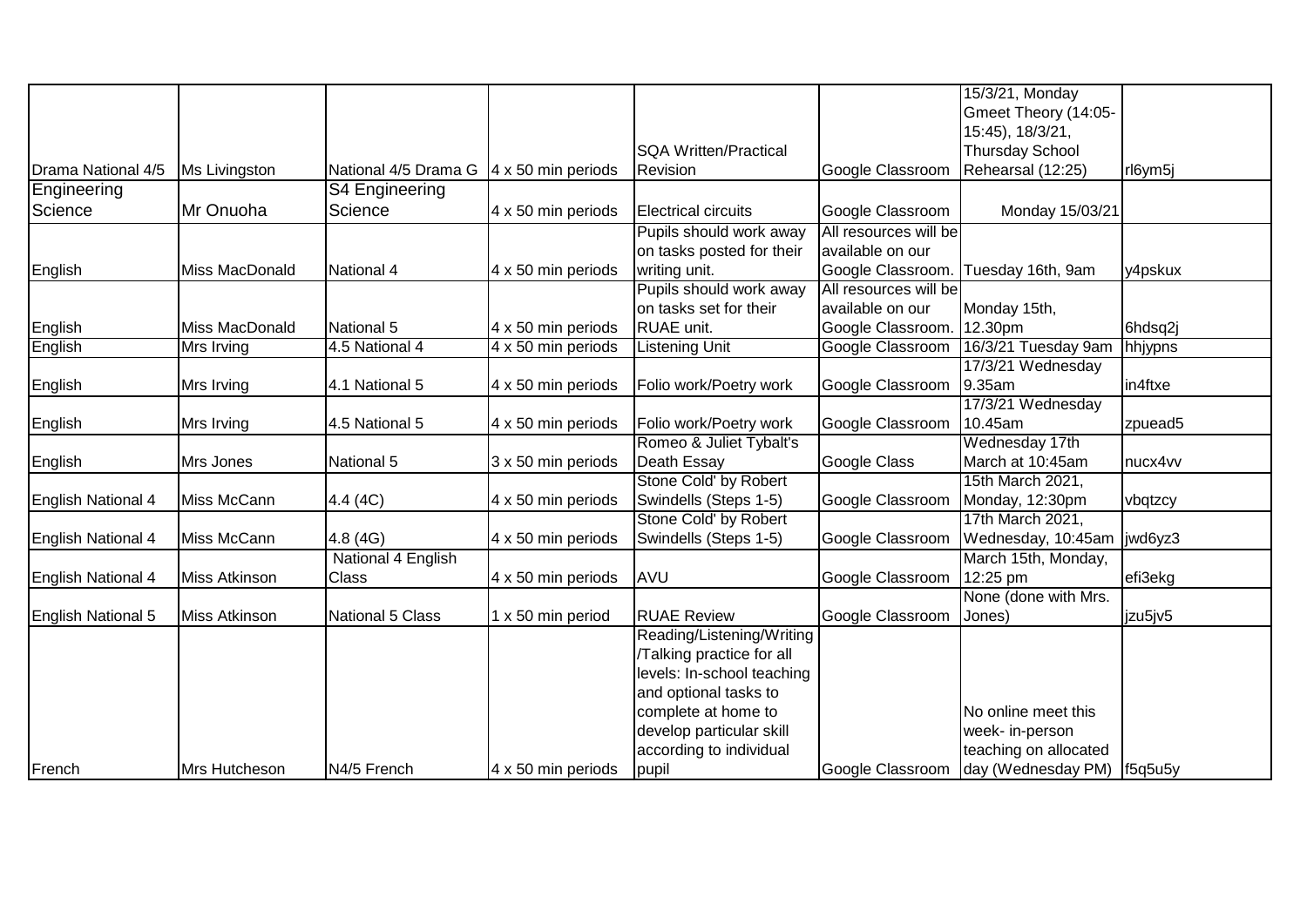| | | | | | | | |
|---|---|---|---|---|---|---|---|
| Drama National 4/5 | Ms Livingston | National 4/5 Drama G | 4 x 50 min periods | SQA Written/Practical Revision | Google Classroom | 15/3/21, Monday Gmeet Theory (14:05-15:45), 18/3/21, Thursday School Rehearsal (12:25) | rl6ym5j |
| Engineering Science | Mr Onuoha | S4 Engineering Science | 4 x 50 min periods | Electrical circuits | Google Classroom | Monday 15/03/21 | |
| English | Miss MacDonald | National 4 | 4 x 50 min periods | Pupils should work away on tasks posted for their writing unit. | All resources will be available on our Google Classroom. | Tuesday 16th, 9am | y4pskux |
| English | Miss MacDonald | National 5 | 4 x 50 min periods | Pupils should work away on tasks set for their RUAE unit. | All resources will be available on our Google Classroom. | Monday 15th, 12.30pm | 6hdsq2j |
| English | Mrs Irving | 4.5 National 4 | 4 x 50 min periods | Listening Unit | Google Classroom | 16/3/21 Tuesday 9am | hhjypns |
| English | Mrs Irving | 4.1 National 5 | 4 x 50 min periods | Folio work/Poetry work | Google Classroom | 17/3/21 Wednesday 9.35am | in4ftxe |
| English | Mrs Irving | 4.5 National 5 | 4 x 50 min periods | Folio work/Poetry work | Google Classroom | 17/3/21 Wednesday 10.45am | zpuead5 |
| English | Mrs Jones | National 5 | 3 x 50 min periods | Romeo & Juliet Tybalt's Death Essay | Google Class | Wednesday 17th March at 10:45am | nucx4vv |
| English National 4 | Miss McCann | 4.4 (4C) | 4 x 50 min periods | Stone Cold' by Robert Swindells (Steps 1-5) | Google Classroom | 15th March 2021, Monday, 12:30pm | vbqtzcy |
| English National 4 | Miss McCann | 4.8 (4G) | 4 x 50 min periods | Stone Cold' by Robert Swindells (Steps 1-5) | Google Classroom | 17th March 2021, Wednesday, 10:45am | jwd6yz3 |
| English National 4 | Miss Atkinson | National 4 English Class | 4 x 50 min periods | AVU | Google Classroom | March 15th, Monday, 12:25 pm | efi3ekg |
| English National 5 | Miss Atkinson | National 5 Class | 1 x 50 min period | RUAE Review | Google Classroom | None (done with Mrs. Jones) | jzu5jv5 |
| French | Mrs Hutcheson | N4/5 French | 4 x 50 min periods | Reading/Listening/Writing/Talking practice for all levels: In-school teaching and optional tasks to complete at home to develop particular skill according to individual pupil | Google Classroom | No online meet this week- in-person teaching on allocated day (Wednesday PM) | f5q5u5y |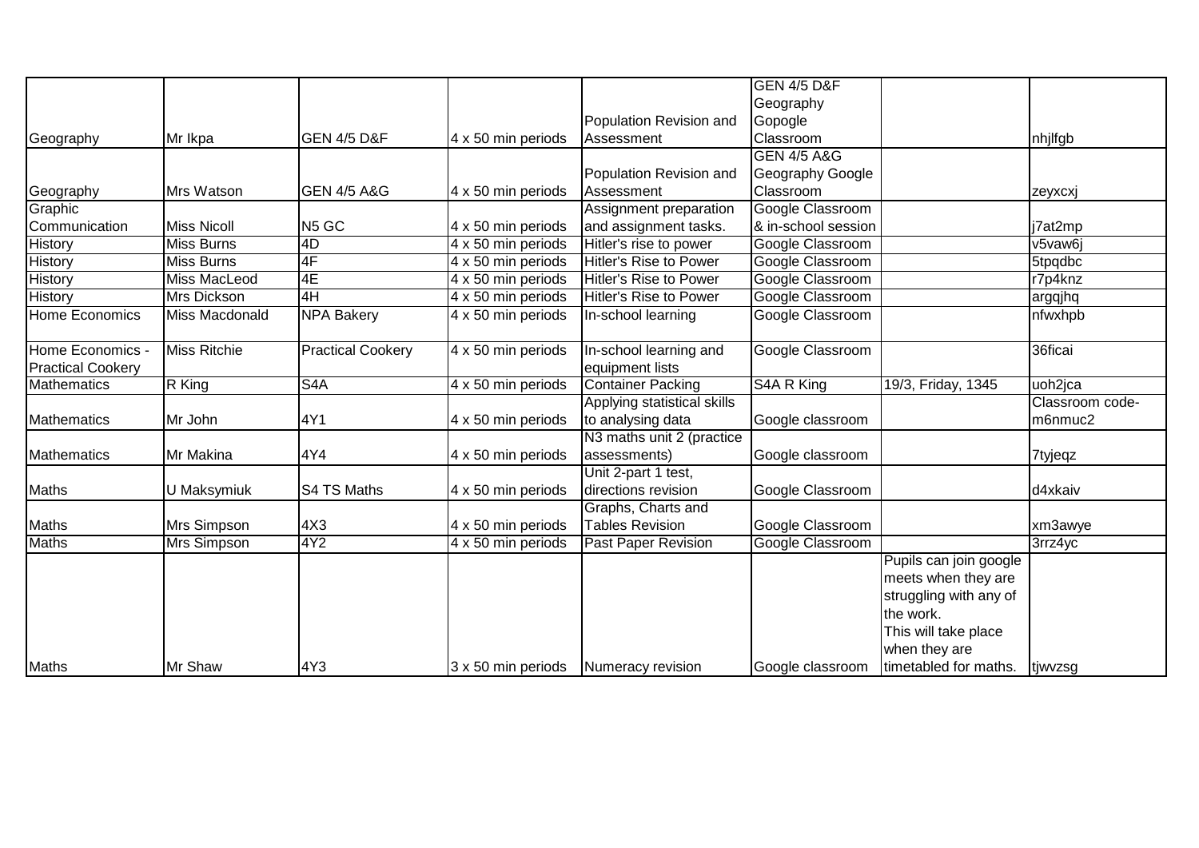| | | | | | | | |
|---|---|---|---|---|---|---|---|
| Geography | Mr Ikpa | GEN 4/5 D&F | 4 x 50 min periods | Population Revision and Assessment | GEN 4/5 D&F Geography Gopogle Classroom | | nhjlfgb |
| Geography | Mrs Watson | GEN 4/5 A&G | 4 x 50 min periods | Population Revision and Assessment | GEN 4/5 A&G Geography Google Classroom | | zeyxcxj |
| Graphic Communication | Miss Nicoll | N5 GC | 4 x 50 min periods | Assignment preparation and assignment tasks. | Google Classroom & in-school session | | j7at2mp |
| History | Miss Burns | 4D | 4 x 50 min periods | Hitler's rise to power | Google Classroom | | v5vaw6j |
| History | Miss Burns | 4F | 4 x 50 min periods | Hitler's Rise to Power | Google Classroom | | 5tpqdbc |
| History | Miss MacLeod | 4E | 4 x 50 min periods | Hitler's Rise to Power | Google Classroom | | r7p4knz |
| History | Mrs Dickson | 4H | 4 x 50 min periods | Hitler's Rise to Power | Google Classroom | | argqjhq |
| Home Economics | Miss Macdonald | NPA Bakery | 4 x 50 min periods | In-school learning | Google Classroom | | nfwxhpb |
| Home Economics - Practical Cookery | Miss Ritchie | Practical Cookery | 4 x 50 min periods | In-school learning and equipment lists | Google Classroom | | 36ficai |
| Mathematics | R King | S4A | 4 x 50 min periods | Container Packing | S4A R King | 19/3, Friday, 1345 | uoh2jca |
| Mathematics | Mr John | 4Y1 | 4 x 50 min periods | Applying statistical skills to analysing data | Google classroom | | Classroom code- m6nmuc2 |
| Mathematics | Mr Makina | 4Y4 | 4 x 50 min periods | N3 maths unit 2 (practice assessments) | Google classroom | | 7tyjeqz |
| Maths | U Maksymiuk | S4 TS Maths | 4 x 50 min periods | Unit 2-part 1 test, directions revision | Google Classroom | | d4xkaiv |
| Maths | Mrs Simpson | 4X3 | 4 x 50 min periods | Graphs, Charts and Tables Revision | Google Classroom | | xm3awye |
| Maths | Mrs Simpson | 4Y2 | 4 x 50 min periods | Past Paper Revision | Google Classroom | | 3rrz4yc |
| Maths | Mr Shaw | 4Y3 | 3 x 50 min periods | Numeracy revision | Google classroom | Pupils can join google meets when they are struggling with any of the work. This will take place when they are timetabled for maths. | tjwvzsg |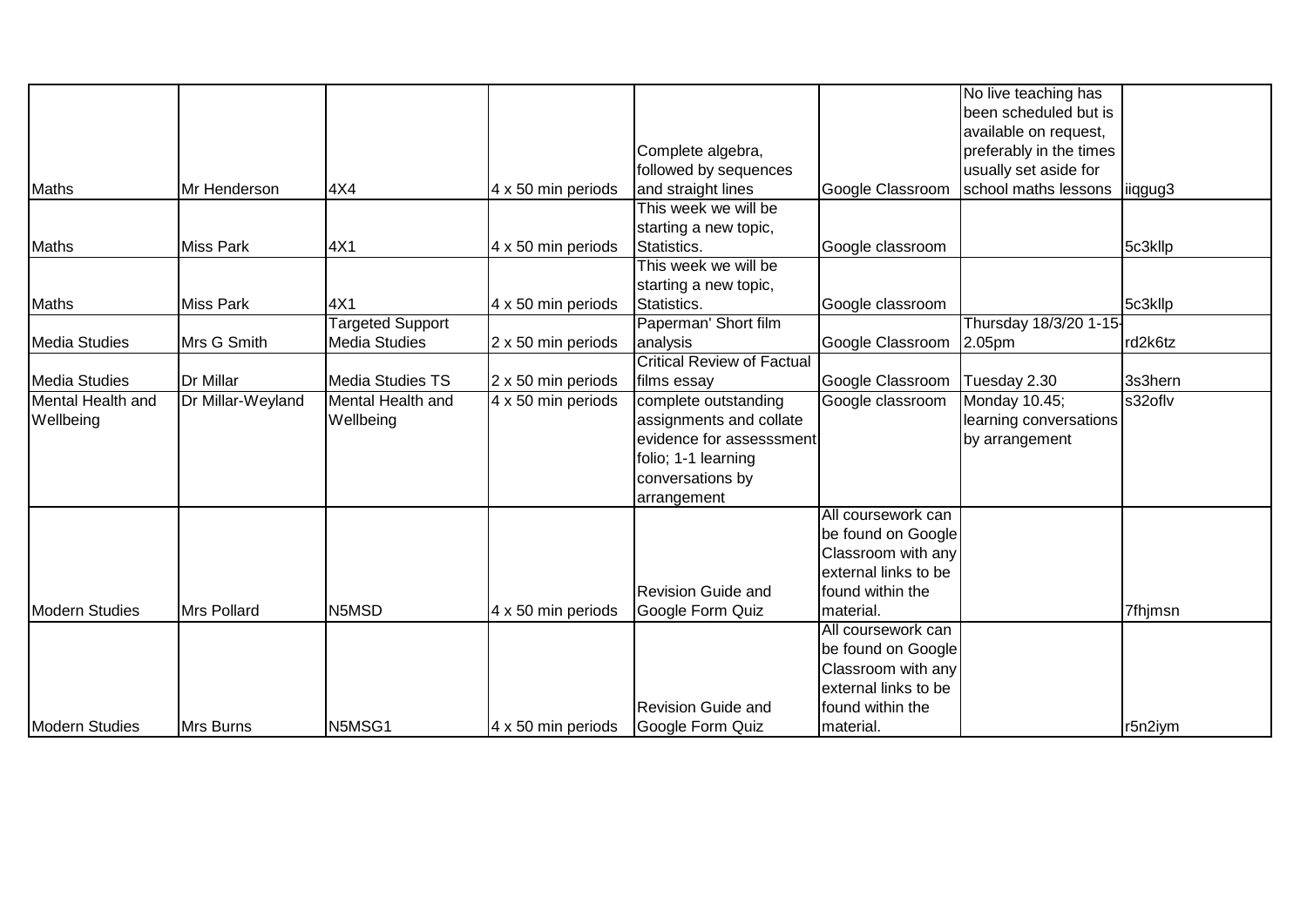| | | | | | | | |
|---|---|---|---|---|---|---|---|
| Maths | Mr Henderson | 4X4 | 4 x 50 min periods | Complete algebra, followed by sequences and straight lines | Google Classroom | No live teaching has been scheduled but is available on request, preferably in the times usually set aside for school maths lessons | iiqgug3 |
| Maths | Miss Park | 4X1 | 4 x 50 min periods | This week we will be starting a new topic, Statistics. | Google classroom | | 5c3kllp |
| Maths | Miss Park | 4X1 | 4 x 50 min periods | This week we will be starting a new topic, Statistics. | Google classroom | | 5c3kllp |
| Media Studies | Mrs G Smith | Targeted Support Media Studies | 2 x 50 min periods | Paperman' Short film analysis | Google Classroom | Thursday 18/3/20 1-15-2.05pm | rd2k6tz |
| Media Studies | Dr Millar | Media Studies TS | 2 x 50 min periods | Critical Review of Factual films essay | Google Classroom | Tuesday 2.30 | 3s3hern |
| Mental Health and Wellbeing | Dr Millar-Weyland | Mental Health and Wellbeing | 4 x 50 min periods | complete outstanding assignments and collate evidence for assesssment folio; 1-1 learning conversations by arrangement | Google classroom | Monday 10.45; learning conversations by arrangement | s32oflv |
| Modern Studies | Mrs Pollard | N5MSD | 4 x 50 min periods | Revision Guide and Google Form Quiz | All coursework can be found on Google Classroom with any external links to be found within the material. | | 7fhjmsn |
| Modern Studies | Mrs Burns | N5MSG1 | 4 x 50 min periods | Revision Guide and Google Form Quiz | All coursework can be found on Google Classroom with any external links to be found within the material. | | r5n2iym |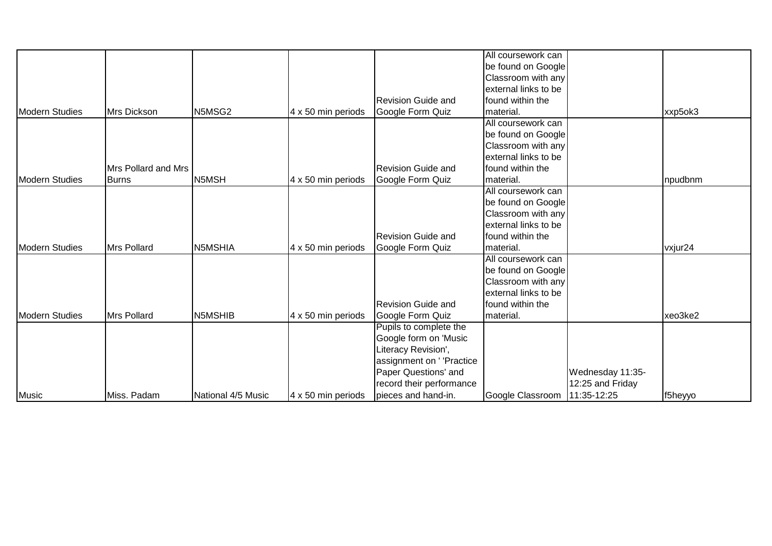| | | | | | | | |
|---|---|---|---|---|---|---|---|
| Modern Studies | Mrs Dickson | N5MSG2 | 4 x 50 min periods | Revision Guide and Google Form Quiz | All coursework can be found on Google Classroom with any external links to be found within the material. | | xxp5ok3 |
| Modern Studies | Mrs Pollard and Mrs Burns | N5MSH | 4 x 50 min periods | Revision Guide and Google Form Quiz | All coursework can be found on Google Classroom with any external links to be found within the material. | | npudbnm |
| Modern Studies | Mrs Pollard | N5MSHIA | 4 x 50 min periods | Revision Guide and Google Form Quiz | All coursework can be found on Google Classroom with any external links to be found within the material. | | vxjur24 |
| Modern Studies | Mrs Pollard | N5MSHIB | 4 x 50 min periods | Revision Guide and Google Form Quiz | All coursework can be found on Google Classroom with any external links to be found within the material. | | xeo3ke2 |
| Music | Miss. Padam | National 4/5 Music | 4 x 50 min periods | Pupils to complete the Google form on 'Music Literacy Revision', assignment on ' 'Practice Paper Questions' and record their performance pieces and hand-in. | Google Classroom | Wednesday 11:35-12:25 and Friday 11:35-12:25 | f5heyyo |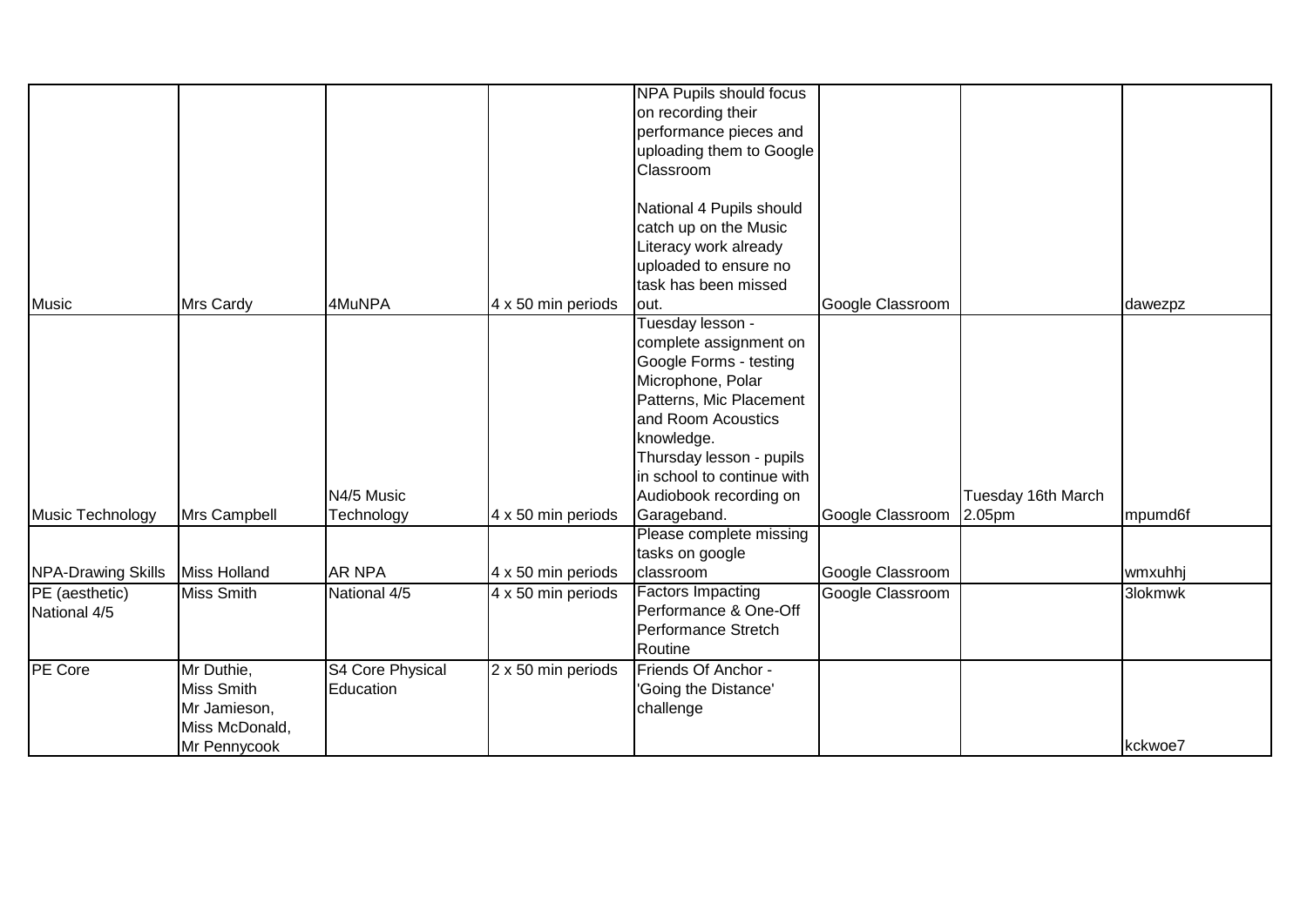| | | | | | | | |
|---|---|---|---|---|---|---|---|
| Music | Mrs Cardy | 4MuNPA | 4 x 50 min periods | NPA Pupils should focus on recording their performance pieces and uploading them to Google Classroom<br><br>National 4 Pupils should catch up on the Music Literacy work already uploaded to ensure no task has been missed out. | Google Classroom | | dawezpz |
| Music Technology | Mrs Campbell | N4/5 Music Technology | 4 x 50 min periods | Tuesday lesson - complete assignment on Google Forms - testing Microphone, Polar Patterns, Mic Placement and Room Acoustics knowledge.<br>Thursday lesson - pupils in school to continue with Audiobook recording on Garageband. | Google Classroom | Tuesday 16th March 2.05pm | mpumd6f |
| NPA-Drawing Skills | Miss Holland | AR NPA | 4 x 50 min periods | Please complete missing tasks on google classroom | Google Classroom | | wmxuhhj |
| PE (aesthetic) National 4/5 | Miss Smith | National 4/5 | 4 x 50 min periods | Factors Impacting Performance & One-Off Performance Stretch Routine | Google Classroom | | 3lokmwk |
| PE Core | Mr Duthie, Miss Smith Mr Jamieson, Miss McDonald, Mr Pennycook | S4 Core Physical Education | 2 x 50 min periods | Friends Of Anchor - 'Going the Distance' challenge | | | kckwoe7 |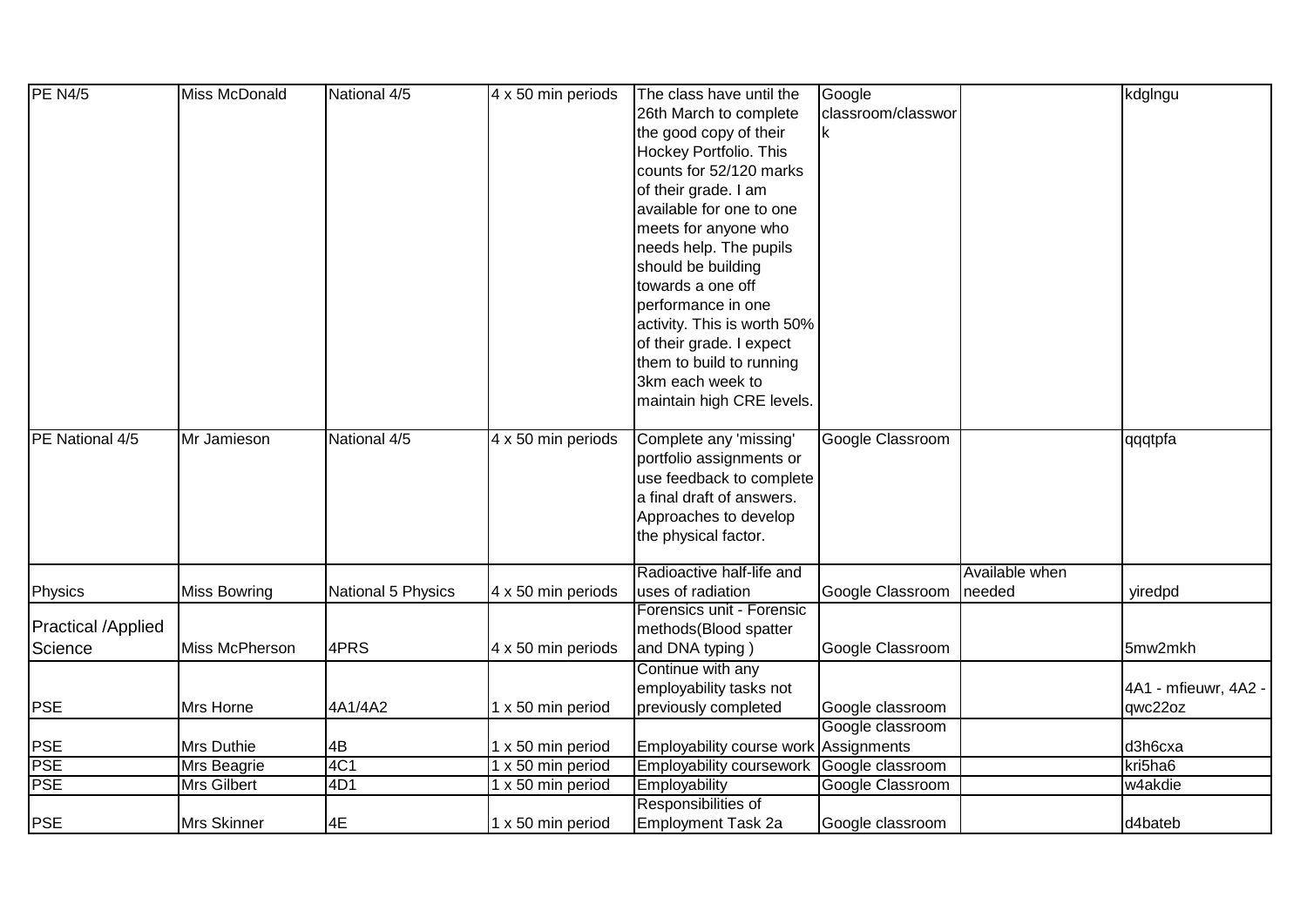| PE N4/5 | Miss McDonald | National 4/5 | 4 x 50 min periods | The class have until the 26th March to complete the good copy of their Hockey Portfolio. This counts for 52/120 marks of their grade. I am available for one to one meets for anyone who needs help. The pupils should be building towards a one off performance in one activity. This is worth 50% of their grade. I expect them to build to running 3km each week to maintain high CRE levels. | Google classroom/classwork | | kdglngu |
|---|---|---|---|---|---|---|---|
| PE National 4/5 | Mr Jamieson | National 4/5 | 4 x 50 min periods | Complete any 'missing' portfolio assignments or use feedback to complete a final draft of answers. Approaches to develop the physical factor. | Google Classroom | | qqqtpfa |
| Physics | Miss Bowring | National 5 Physics | 4 x 50 min periods | Radioactive half-life and uses of radiation | Google Classroom | Available when needed | yiredpd |
| Practical /Applied Science | Miss McPherson | 4PRS | 4 x 50 min periods | Forensics unit - Forensic methods(Blood spatter and DNA typing ) | Google Classroom | | 5mw2mkh |
| PSE | Mrs Horne | 4A1/4A2 | 1 x 50 min period | Continue with any employability tasks not previously completed | Google classroom | | 4A1 - mfieuwr, 4A2 - qwc22oz |
| PSE | Mrs Duthie | 4B | 1 x 50 min period | Employability course work | Google classroom Assignments | | d3h6cxa |
| PSE | Mrs Beagrie | 4C1 | 1 x 50 min period | Employability coursework | Google classroom | | kri5ha6 |
| PSE | Mrs Gilbert | 4D1 | 1 x 50 min period | Employability | Google Classroom | | w4akdie |
| PSE | Mrs Skinner | 4E | 1 x 50 min period | Responsibilities of Employment Task 2a | Google classroom | | d4bateb |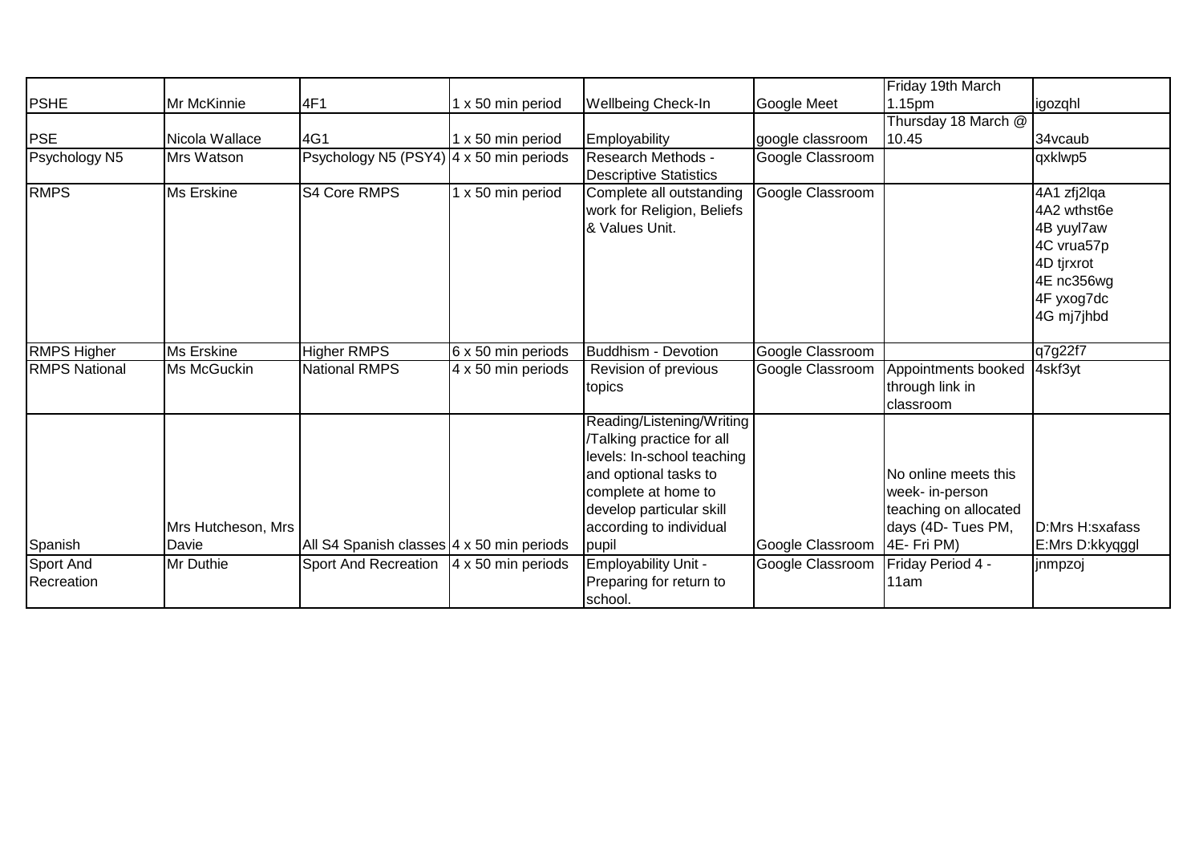| PSHE | Mr McKinnie | 4F1 | 1 x 50 min period | Wellbeing Check-In | Google Meet | Friday 19th March 1.15pm | igozqhl |
|---|---|---|---|---|---|---|---|
| PSE | Nicola Wallace | 4G1 | 1 x 50 min period | Employability | google classroom | Thursday 18 March @ 10.45 | 34vcaub |
| Psychology N5 | Mrs Watson | Psychology N5 (PSY4) | 4 x 50 min periods | Research Methods - Descriptive Statistics | Google Classroom | | qxklwp5 |
| RMPS | Ms Erskine | S4 Core RMPS | 1 x 50 min period | Complete all outstanding work for Religion, Beliefs & Values Unit. | Google Classroom | | 4A1 zfj2lqa<br>4A2 wthst6e<br>4B yuyl7aw<br>4C vrua57p<br>4D tjrxrot<br>4E nc356wg<br>4F yxog7dc<br>4G mj7jhbd |
| RMPS Higher | Ms Erskine | Higher RMPS | 6 x 50 min periods | Buddhism - Devotion | Google Classroom | | q7g22f7 |
| RMPS National | Ms McGuckin | National RMPS | 4 x 50 min periods | Revision of previous topics | Google Classroom | Appointments booked through link in classroom | 4skf3yt |
| Spanish | Mrs Hutcheson, Mrs Davie | All S4 Spanish classes | 4 x 50 min periods | Reading/Listening/Writing /Talking practice for all levels: In-school teaching and optional tasks to complete at home to develop particular skill according to individual pupil | Google Classroom | No online meets this week- in-person teaching on allocated days (4D- Tues PM, 4E- Fri PM) | D:Mrs H:sxafass<br>E:Mrs D:kkyqggl |
| Sport And Recreation | Mr Duthie | Sport And Recreation | 4 x 50 min periods | Employability Unit - Preparing for return to school. | Google Classroom | Friday Period 4 - 11am | jnmpzoj |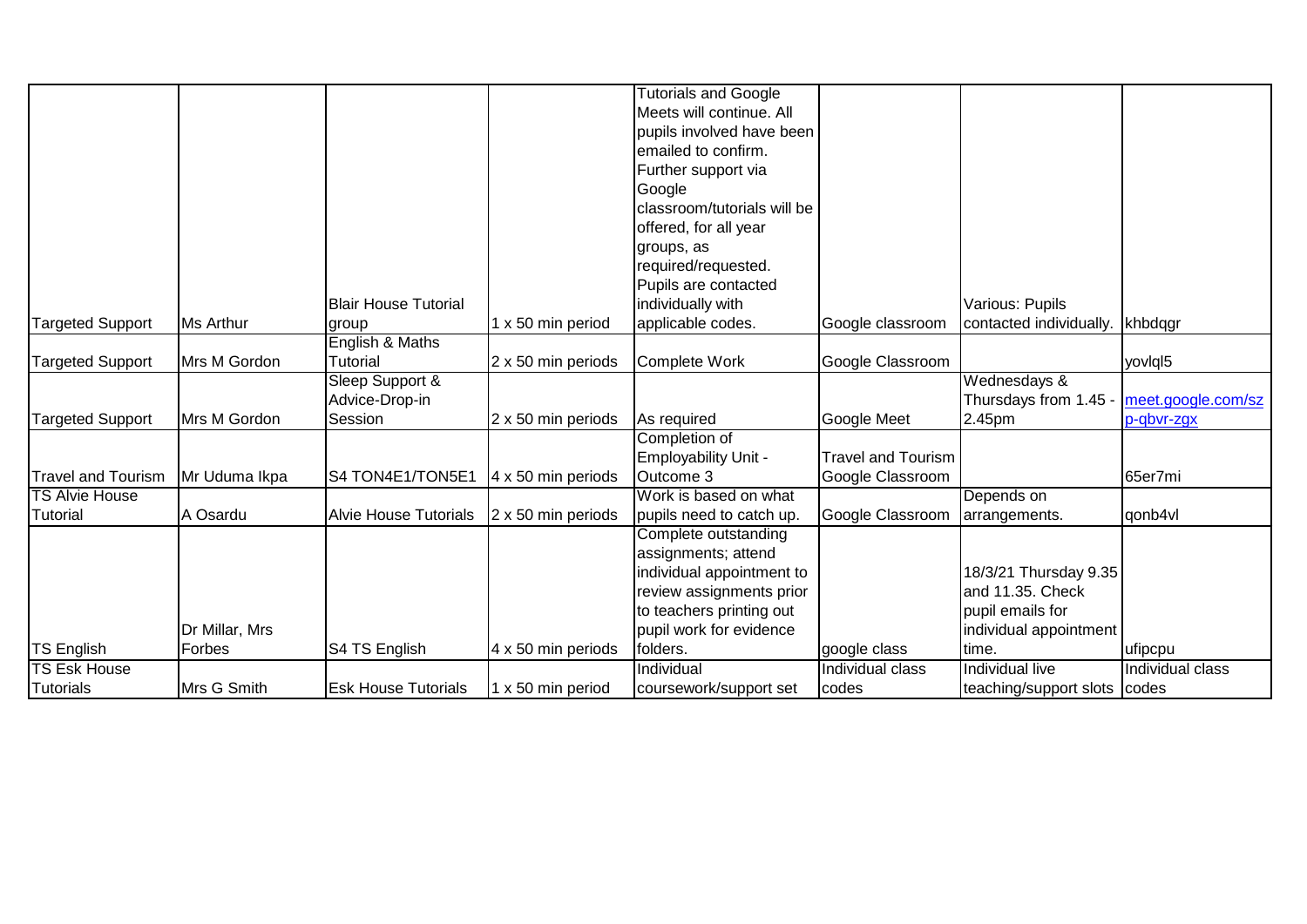| | | | | | | | |
|---|---|---|---|---|---|---|---|
| Targeted Support | Ms Arthur | Blair House Tutorial group | 1 x 50 min period | Tutorials and Google Meets will continue. All pupils involved have been emailed to confirm. Further support via Google classroom/tutorials will be offered, for all year groups, as required/requested. Pupils are contacted individually with applicable codes. | Google classroom | Various: Pupils contacted individually. | khbdqgr |
| Targeted Support | Mrs M Gordon | English & Maths Tutorial | 2 x 50 min periods | Complete Work | Google Classroom | | yovlql5 |
| Targeted Support | Mrs M Gordon | Sleep Support & Advice-Drop-in Session | 2 x 50 min periods | As required | Google Meet | Wednesdays & Thursdays from 1.45 - 2.45pm | meet.google.com/szp-qbvr-zgx |
| Travel and Tourism | Mr Uduma Ikpa | S4 TON4E1/TON5E1 | 4 x 50 min periods | Completion of Employability Unit - Outcome 3 | Travel and Tourism Google Classroom | | 65er7mi |
| TS Alvie House Tutorial | A Osardu | Alvie House Tutorials | 2 x 50 min periods | Work is based on what pupils need to catch up. | Google Classroom | Depends on arrangements. | qonb4vl |
| TS English | Dr Millar, Mrs Forbes | S4 TS English | 4 x 50 min periods | Complete outstanding assignments; attend individual appointment to review assignments prior to teachers printing out pupil work for evidence folders. | google class | 18/3/21 Thursday 9.35 and 11.35. Check pupil emails for individual appointment time. | ufipcpu |
| TS Esk House Tutorials | Mrs G Smith | Esk House Tutorials | 1 x 50 min period | Individual coursework/support set | Individual class codes | Individual live teaching/support slots | Individual class codes |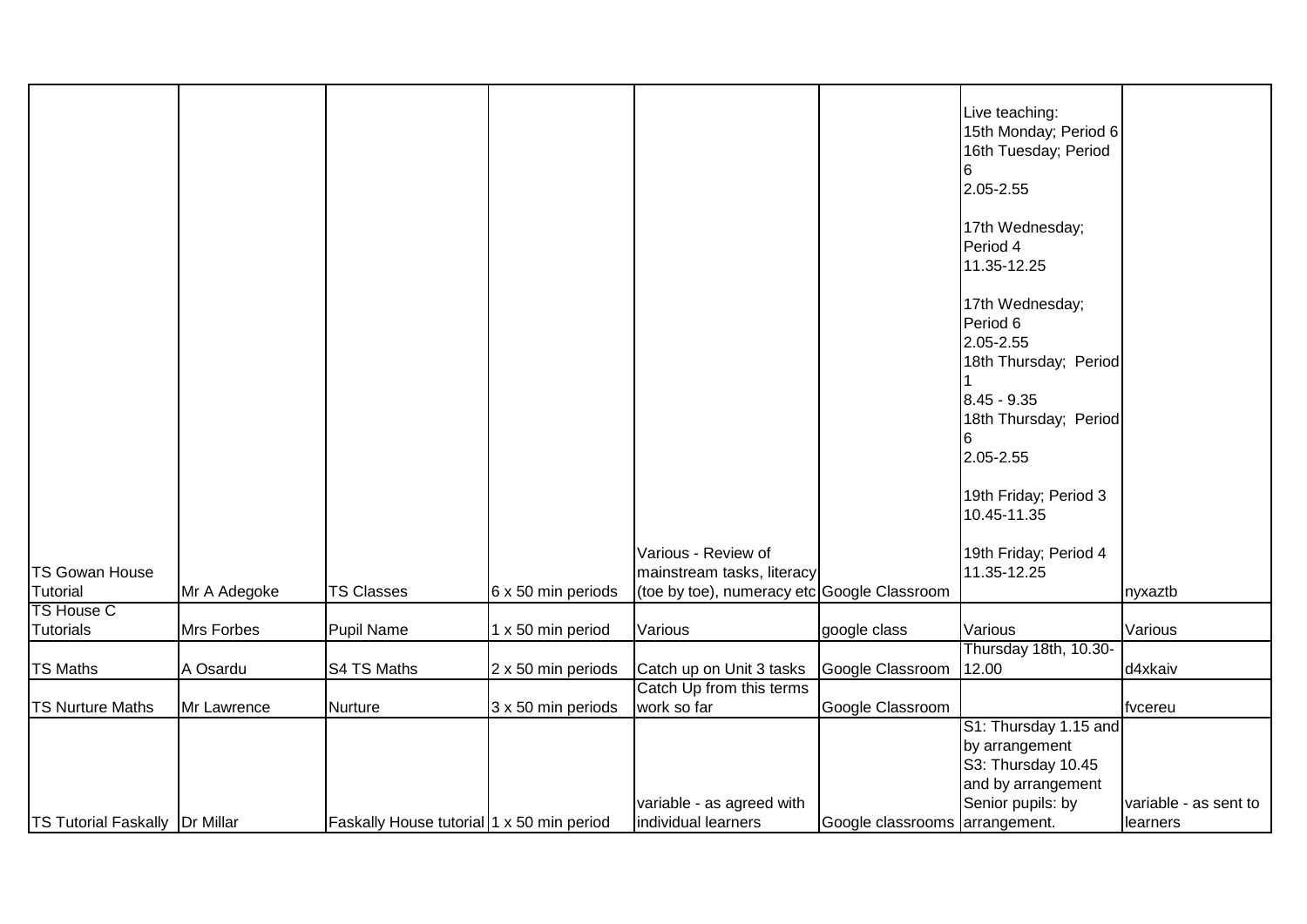| | | | | | | | |
|---|---|---|---|---|---|---|---|
| TS Gowan House Tutorial | Mr A Adegoke | TS Classes | 6 x 50 min periods | Various - Review of mainstream tasks, literacy (toe by toe), numeracy etc | Google Classroom | Live teaching:<br>15th Monday; Period 6<br>16th Tuesday; Period 6<br>2.05-2.55<br><br>17th Wednesday; Period 4<br>11.35-12.25<br><br>17th Wednesday; Period 6<br>2.05-2.55<br>18th Thursday; Period 1<br>8.45 - 9.35<br>18th Thursday; Period 6<br>2.05-2.55<br><br>19th Friday; Period 3<br>10.45-11.35<br><br>19th Friday; Period 4<br>11.35-12.25 | nyxaztb |
| TS House C Tutorials | Mrs Forbes | Pupil Name | 1 x 50 min period | Various | google class | Various | Various |
| TS Maths | A Osardu | S4 TS Maths | 2 x 50 min periods | Catch up on Unit 3 tasks | Google Classroom | Thursday 18th, 10.30-12.00 | d4xkaiv |
| TS Nurture Maths | Mr Lawrence | Nurture | 3 x 50 min periods | Catch Up from this terms work so far | Google Classroom | | fvcereu |
| TS Tutorial Faskally | Dr Millar | Faskally House tutorial | 1 x 50 min period | variable - as agreed with individual learners | Google classrooms | S1: Thursday 1.15 and by arrangement<br>S3: Thursday 10.45 and by arrangement<br>Senior pupils: by arrangement. | variable - as sent to learners |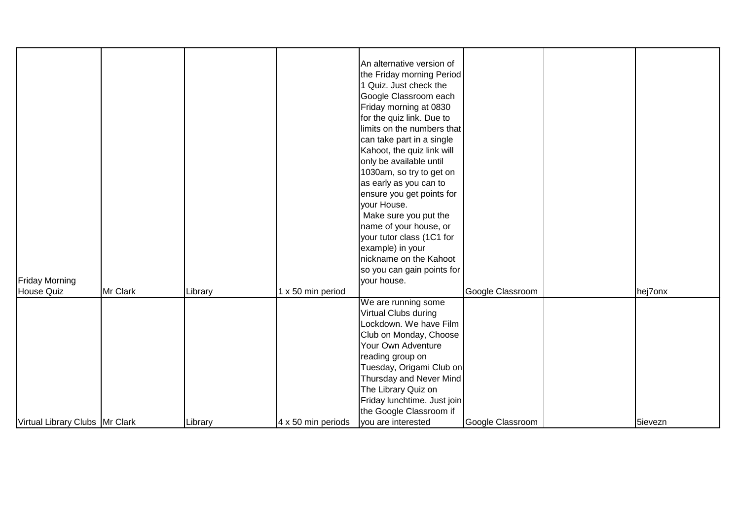| | | | | | | | |
|---|---|---|---|---|---|---|---|
| Friday Morning House Quiz | Mr Clark | Library | 1 x 50 min period | An alternative version of the Friday morning Period 1 Quiz. Just check the Google Classroom each Friday morning at 0830 for the quiz link. Due to limits on the numbers that can take part in a single Kahoot, the quiz link will only be available until 1030am, so try to get on as early as you can to ensure you get points for your House. Make sure you put the name of your house, or your tutor class (1C1 for example) in your nickname on the Kahoot so you can gain points for your house. | Google Classroom | | hej7onx |
| Virtual Library Clubs | Mr Clark | Library | 4 x 50 min periods | We are running some Virtual Clubs during Lockdown. We have Film Club on Monday, Choose Your Own Adventure reading group on Tuesday, Origami Club on Thursday and Never Mind The Library Quiz on Friday lunchtime. Just join the Google Classroom if you are interested | Google Classroom | | 5ievezn |